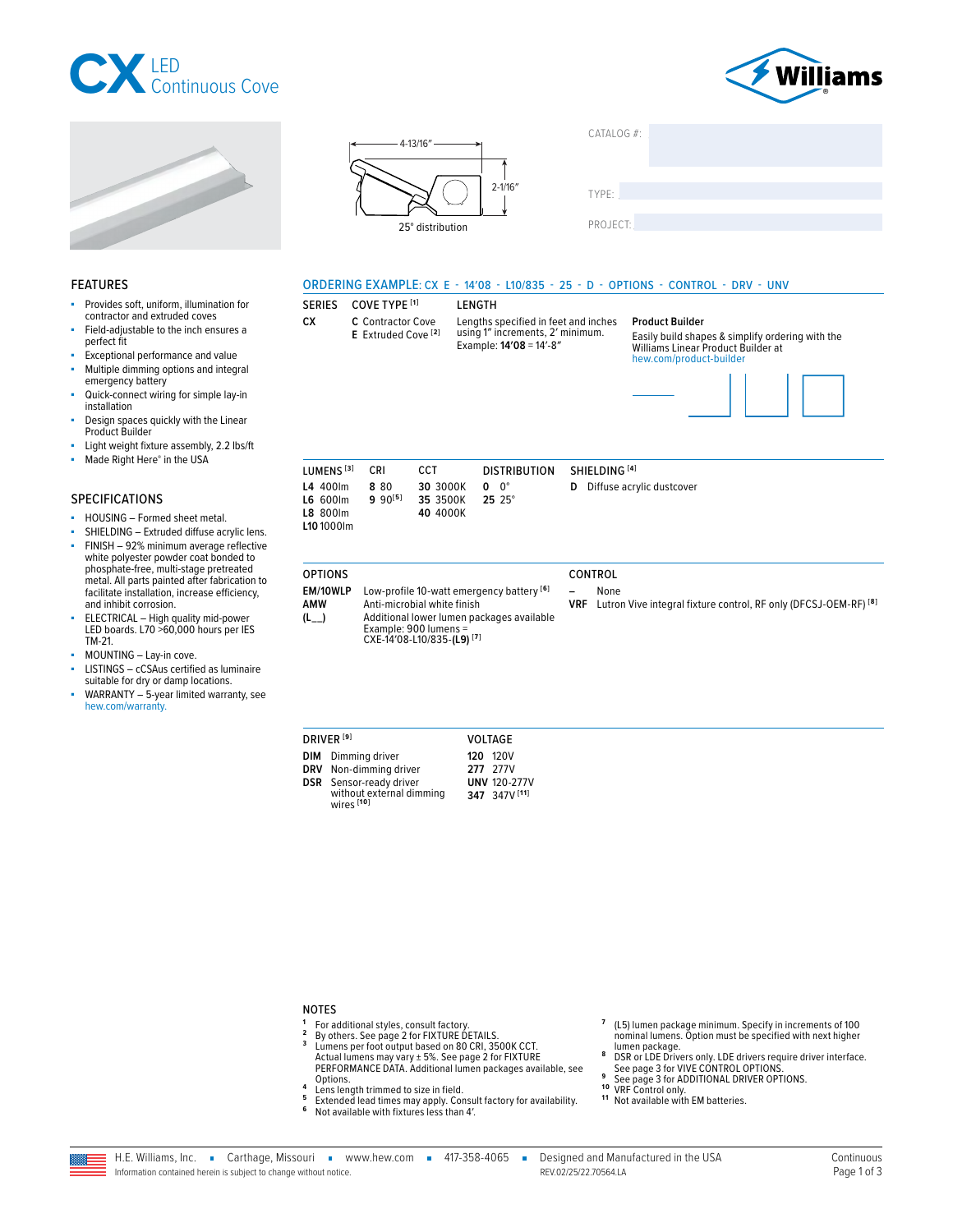# CX LED Continuous Cove

Williams

4-13/16″

2-1/16″

25° distribution

CATALOG #:

TYPE:

PROJECT:

## FEATURES

- Provides soft, uniform, illumination for contractor and extruded coves
- Field-adjustable to the inch ensures a perfect fit
- Exceptional performance and value
- Multiple dimming options and integral emergency battery
- Quick-connect wiring for simple lay-in installation
- Design spaces quickly with the Linear Product Builder
- Light weight fixture assembly, 2.2 lbs/ft
- Made Right Here® in the USA

## SPECIFICATIONS

- HOUSING – Formed sheet metal.
- SHIELDING – Extruded diffuse acrylic lens.
- FINISH – 92% minimum average reflective white polyester powder coat bonded to phosphate-free, multi-stage pretreated metal. All parts painted after fabrication to facilitate installation, increase efficiency, and inhibit corrosion.
- ELECTRICAL – High quality mid-power LED boards. L70 >60,000 hours per IES TM-21.
- MOUNTING – Lay-in cove.
- LISTINGS – cCSAus certified as luminaire suitable for dry or damp locations.
- WARRANTY – 5-year limited warranty, see hew.com/warranty.

## ORDERING EXAMPLE: CX E - 14'08 - L10/835 - 25 - D - OPTIONS - CONTROL - DRV - UNV

| SERIES | COVE TYPE [1] | LENGTH |
|---|---|---|
| CX | C Contractor Cove<br>E Extruded Cove [2] | Lengths specified in feet and inches using 1″ increments, 2′ minimum. Example: **14'08** = 14′-8″ |

**Product Builder**

Easily build shapes & simplify ordering with the Williams Linear Product Builder at hew.com/product-builder

| LUMENS [3] | CRI | CCT | DISTRIBUTION | SHIELDING [4] |
|---|---|---|---|---|
| **L4** 400lm | **8** 80 | **30** 3000K | **0** 0° | **D** Diffuse acrylic dustcover |
| **L6** 600lm | **9** 90[5] | **35** 3500K | **25** 25° | |
| **L8** 800lm | | **40** 4000K | | |
| **L10** 1000lm | | | | |

| OPTIONS | |
|---|---|
| **EM/10WLP** | Low-profile 10-watt emergency battery [6] |
| **AMW** | Anti-microbial white finish |
| **(L__)** | Additional lower lumen packages available Example: 900 lumens = CXE-14'08-L10/835-**(L9)** [7] |

| CONTROL | |
|---|---|
| **–** | None |
| **VRF** | Lutron Vive integral fixture control, RF only (DFCSJ-OEM-RF) [8] |

| DRIVER [9] | |
|---|---|
| **DIM** | Dimming driver |
| **DRV** | Non-dimming driver |
| **DSR** | Sensor-ready driver without external dimming wires [10] |

| VOLTAGE | |
|---|---|
| **120** | 120V |
| **277** | 277V |
| **UNV** | 120-277V |
| **347** | 347V [11] |

## NOTES

1. For additional styles, consult factory.
2. By others. See page 2 for FIXTURE DETAILS.
3. Lumens per foot output based on 80 CRI, 3500K CCT. Actual lumens may vary ± 5%. See page 2 for FIXTURE PERFORMANCE DATA. Additional lumen packages available, see Options.
4. Lens length trimmed to size in field.
5. Extended lead times may apply. Consult factory for availability.
6. Not available with fixtures less than 4′.
7. (L5) lumen package minimum. Specify in increments of 100 nominal lumens. Option must be specified with next higher lumen package.
8. DSR or LDE Drivers only. LDE drivers require driver interface. See page 3 for VIVE CONTROL OPTIONS.
9. See page 3 for ADDITIONAL DRIVER OPTIONS.
10. VRF Control only.
11. Not available with EM batteries.

H.E. Williams, Inc. ▪ Carthage, Missouri ▪ www.hew.com ▪ 417-358-4065 ▪ Designed and Manufactured in the USA

Information contained herein is subject to change without notice. REV.02/25/22.70564.LA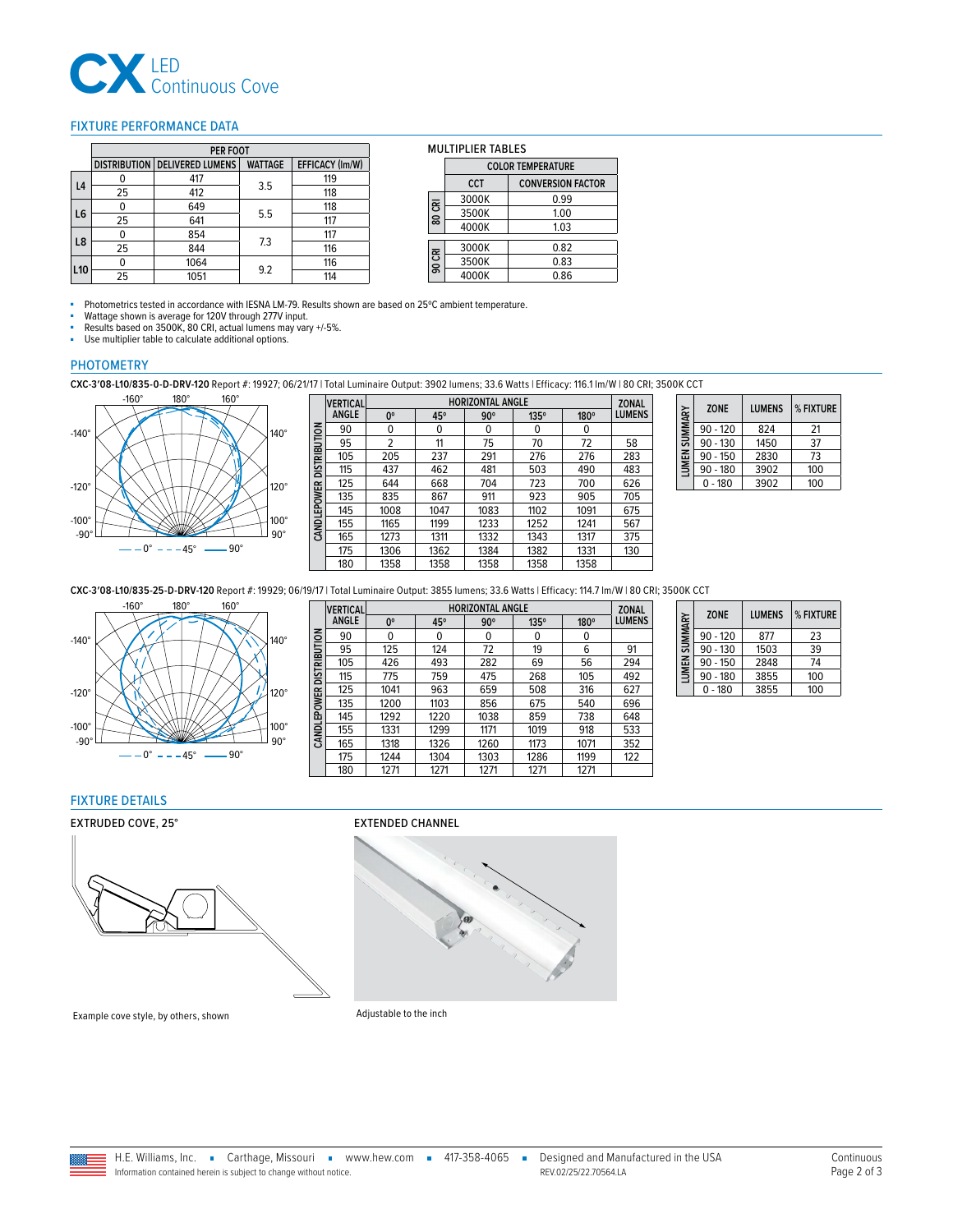# CX LED Continuous Cove

## FIXTURE PERFORMANCE DATA

| | PER FOOT | | | |
|---|---|---|---|---|
| | DISTRIBUTION | DELIVERED LUMENS | WATTAGE | EFFICACY (lm/W) |
| L4 | 0 | 417 | 3.5 | 119 |
| | 25 | 412 | | 118 |
| L6 | 0 | 649 | 5.5 | 118 |
| | 25 | 641 | | 117 |
| L8 | 0 | 854 | 7.3 | 117 |
| | 25 | 844 | | 116 |
| L10 | 0 | 1064 | 9.2 | 116 |
| | 25 | 1051 | | 114 |

MULTIPLIER TABLES

| | COLOR TEMPERATURE | |
|---|---|---|
| | CCT | CONVERSION FACTOR |
| 80 CRI | 3000K | 0.99 |
| | 3500K | 1.00 |
| | 4000K | 1.03 |
| 90 CRI | 3000K | 0.82 |
| | 3500K | 0.83 |
| | 4000K | 0.86 |

- Photometrics tested in accordance with IESNA LM-79. Results shown are based on 25ºC ambient temperature.
- Wattage shown is average for 120V through 277V input.
- Results based on 3500K, 80 CRI, actual lumens may vary +/-5%.
- Use multiplier table to calculate additional options.

## PHOTOMETRY

**CXC-3'08-L10/835-0-D-DRV-120** Report #: 19927; 06/21/17 | Total Luminaire Output: 3902 lumens; 33.6 Watts | Efficacy: 116.1 lm/W | 80 CRI; 3500K CCT

— 0° – – 45° —— 90°

CANDLEPOWER DISTRIBUTION

| VERTICAL ANGLE | 0° | 45° | 90° | 135° | 180° | ZONAL LUMENS |
|---|---|---|---|---|---|---|
| 90 | 0 | 0 | 0 | 0 | 0 | |
| 95 | 2 | 11 | 75 | 70 | 72 | 58 |
| 105 | 205 | 237 | 291 | 276 | 276 | 283 |
| 115 | 437 | 462 | 481 | 503 | 490 | 483 |
| 125 | 644 | 668 | 704 | 723 | 700 | 626 |
| 135 | 835 | 867 | 911 | 923 | 905 | 705 |
| 145 | 1008 | 1047 | 1083 | 1102 | 1091 | 675 |
| 155 | 1165 | 1199 | 1233 | 1252 | 1241 | 567 |
| 165 | 1273 | 1311 | 1332 | 1343 | 1317 | 375 |
| 175 | 1306 | 1362 | 1384 | 1382 | 1331 | 130 |
| 180 | 1358 | 1358 | 1358 | 1358 | 1358 | |

LUMEN SUMMARY

| ZONE | LUMENS | % FIXTURE |
|---|---|---|
| 90 - 120 | 824 | 21 |
| 90 - 130 | 1450 | 37 |
| 90 - 150 | 2830 | 73 |
| 90 - 180 | 3902 | 100 |
| 0 - 180 | 3902 | 100 |

**CXC-3'08-L10/835-25-D-DRV-120** Report #: 19929; 06/19/17 | Total Luminaire Output: 3855 lumens; 33.6 Watts | Efficacy: 114.7 lm/W | 80 CRI; 3500K CCT

— 0° – – 45° —— 90°

CANDLEPOWER DISTRIBUTION

| VERTICAL ANGLE | 0° | 45° | 90° | 135° | 180° | ZONAL LUMENS |
|---|---|---|---|---|---|---|
| 90 | 0 | 0 | 0 | 0 | 0 | |
| 95 | 125 | 124 | 72 | 19 | 6 | 91 |
| 105 | 426 | 493 | 282 | 69 | 56 | 294 |
| 115 | 775 | 759 | 475 | 268 | 105 | 492 |
| 125 | 1041 | 963 | 659 | 508 | 316 | 627 |
| 135 | 1200 | 1103 | 856 | 675 | 540 | 696 |
| 145 | 1292 | 1220 | 1038 | 859 | 738 | 648 |
| 155 | 1331 | 1299 | 1171 | 1019 | 918 | 533 |
| 165 | 1318 | 1326 | 1260 | 1173 | 1071 | 352 |
| 175 | 1244 | 1304 | 1303 | 1286 | 1199 | 122 |
| 180 | 1271 | 1271 | 1271 | 1271 | 1271 | |

LUMEN SUMMARY

| ZONE | LUMENS | % FIXTURE |
|---|---|---|
| 90 - 120 | 877 | 23 |
| 90 - 130 | 1503 | 39 |
| 90 - 150 | 2848 | 74 |
| 90 - 180 | 3855 | 100 |
| 0 - 180 | 3855 | 100 |

## FIXTURE DETAILS

### EXTRUDED COVE, 25°

Example cove style, by others, shown

### EXTENDED CHANNEL

Adjustable to the inch

H.E. Williams, Inc. ▪ Carthage, Missouri ▪ www.hew.com ▪ 417-358-4065 ▪ Designed and Manufactured in the USA
Information contained herein is subject to change without notice. REV.02/25/22.70564.LA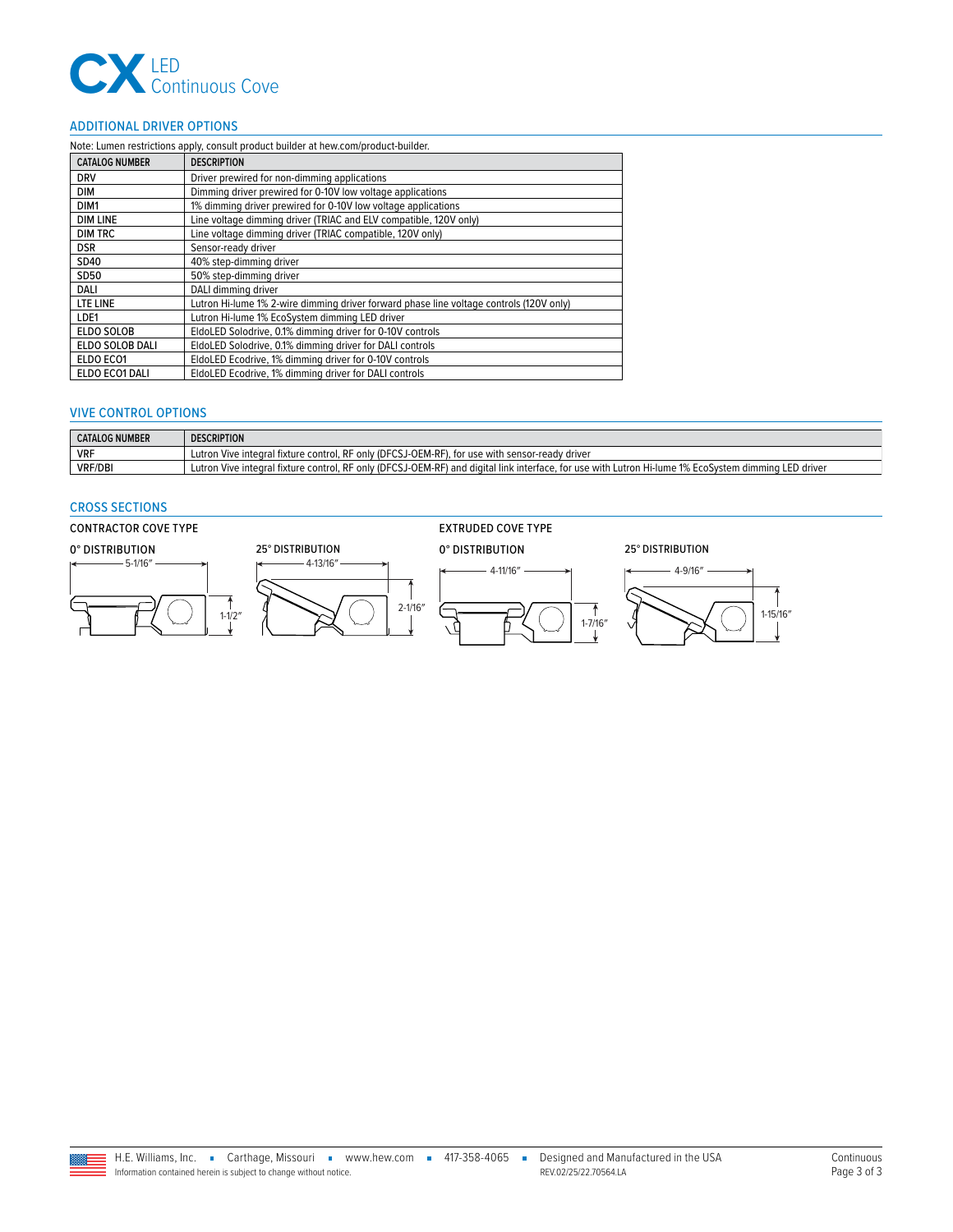# CX LED Continuous Cove

## ADDITIONAL DRIVER OPTIONS

Note: Lumen restrictions apply, consult product builder at hew.com/product-builder.

| CATALOG NUMBER | DESCRIPTION |
|---|---|
| DRV | Driver prewired for non-dimming applications |
| DIM | Dimming driver prewired for 0-10V low voltage applications |
| DIM1 | 1% dimming driver prewired for 0-10V low voltage applications |
| DIM LINE | Line voltage dimming driver (TRIAC and ELV compatible, 120V only) |
| DIM TRC | Line voltage dimming driver (TRIAC compatible, 120V only) |
| DSR | Sensor-ready driver |
| SD40 | 40% step-dimming driver |
| SD50 | 50% step-dimming driver |
| DALI | DALI dimming driver |
| LTE LINE | Lutron Hi-lume 1% 2-wire dimming driver forward phase line voltage controls (120V only) |
| LDE1 | Lutron Hi-lume 1% EcoSystem dimming LED driver |
| ELDO SOLOB | EldoLED Solodrive, 0.1% dimming driver for 0-10V controls |
| ELDO SOLOB DALI | EldoLED Solodrive, 0.1% dimming driver for DALI controls |
| ELDO ECO1 | EldoLED Ecodrive, 1% dimming driver for 0-10V controls |
| ELDO ECO1 DALI | EldoLED Ecodrive, 1% dimming driver for DALI controls |

## VIVE CONTROL OPTIONS

| CATALOG NUMBER | DESCRIPTION |
|---|---|
| VRF | Lutron Vive integral fixture control, RF only (DFCSJ-OEM-RF), for use with sensor-ready driver |
| VRF/DBI | Lutron Vive integral fixture control, RF only (DFCSJ-OEM-RF) and digital link interface, for use with Lutron Hi-lume 1% EcoSystem dimming LED driver |

## CROSS SECTIONS

### CONTRACTOR COVE TYPE

0° DISTRIBUTION

5-1/16″

1-1/2″

25° DISTRIBUTION

4-13/16″

2-1/16″

### EXTRUDED COVE TYPE

0° DISTRIBUTION

4-11/16″

1-7/16″

25° DISTRIBUTION

4-9/16″

1-15/16″

H.E. Williams, Inc. ▪ Carthage, Missouri ▪ www.hew.com ▪ 417-358-4065 ▪ Designed and Manufactured in the USA

Information contained herein is subject to change without notice.

REV.02/25/22.70564.LA